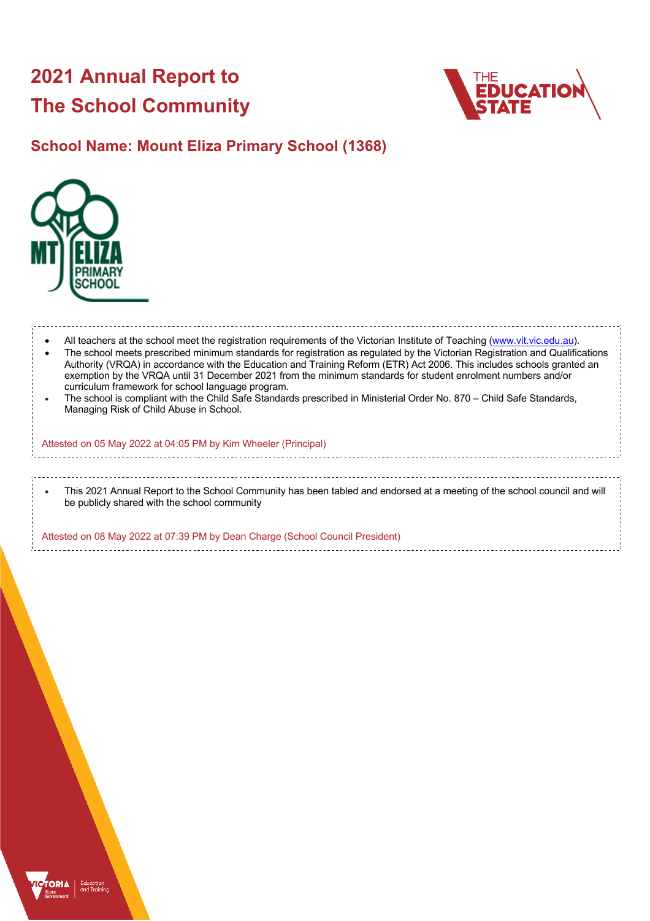# 2021 Annual Report to The School Community

## School Name: Mount Eliza Primary School (1368)

- All teachers at the school meet the registration requirements of the Victorian Institute of Teaching (www.vit.vic.edu.au).
- The school meets prescribed minimum standards for registration as regulated by the Victorian Registration and Qualifications Authority (VRQA) in accordance with the Education and Training Reform (ETR) Act 2006. This includes schools granted an exemption by the VRQA until 31 December 2021 from the minimum standards for student enrolment numbers and/or curriculum framework for school language program.
- The school is compliant with the Child Safe Standards prescribed in Ministerial Order No. 870 – Child Safe Standards, Managing Risk of Child Abuse in School.

Attested on 05 May 2022 at 04:05 PM by Kim Wheeler (Principal)

- This 2021 Annual Report to the School Community has been tabled and endorsed at a meeting of the school council and will be publicly shared with the school community

Attested on 08 May 2022 at 07:39 PM by Dean Charge (School Council President)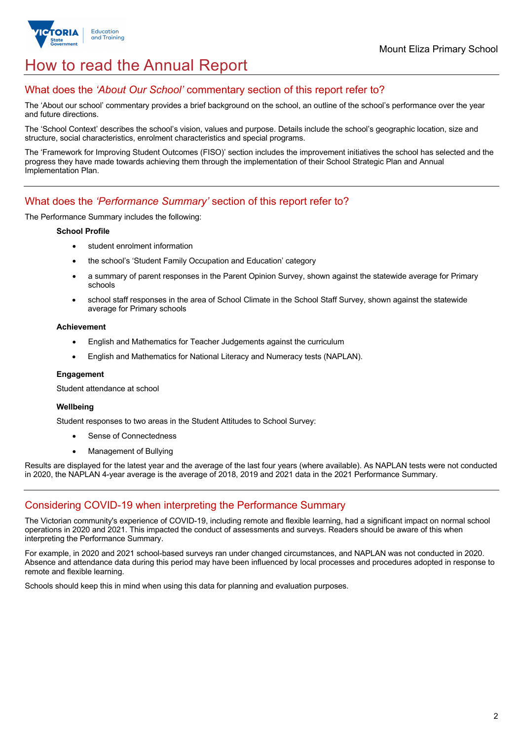# How to read the Annual Report

## What does the *'About Our School'* commentary section of this report refer to?

The 'About our school' commentary provides a brief background on the school, an outline of the school's performance over the year and future directions.

The 'School Context' describes the school's vision, values and purpose. Details include the school's geographic location, size and structure, social characteristics, enrolment characteristics and special programs.

The 'Framework for Improving Student Outcomes (FISO)' section includes the improvement initiatives the school has selected and the progress they have made towards achieving them through the implementation of their School Strategic Plan and Annual Implementation Plan.

## What does the *'Performance Summary'* section of this report refer to?

The Performance Summary includes the following:

**School Profile**

- student enrolment information
- the school's 'Student Family Occupation and Education' category
- a summary of parent responses in the Parent Opinion Survey, shown against the statewide average for Primary schools
- school staff responses in the area of School Climate in the School Staff Survey, shown against the statewide average for Primary schools

**Achievement**

- English and Mathematics for Teacher Judgements against the curriculum
- English and Mathematics for National Literacy and Numeracy tests (NAPLAN).

**Engagement**

Student attendance at school

**Wellbeing**

Student responses to two areas in the Student Attitudes to School Survey:

- Sense of Connectedness
- Management of Bullying

Results are displayed for the latest year and the average of the last four years (where available). As NAPLAN tests were not conducted in 2020, the NAPLAN 4-year average is the average of 2018, 2019 and 2021 data in the 2021 Performance Summary.

## Considering COVID-19 when interpreting the Performance Summary

The Victorian community's experience of COVID-19, including remote and flexible learning, had a significant impact on normal school operations in 2020 and 2021. This impacted the conduct of assessments and surveys. Readers should be aware of this when interpreting the Performance Summary.

For example, in 2020 and 2021 school-based surveys ran under changed circumstances, and NAPLAN was not conducted in 2020. Absence and attendance data during this period may have been influenced by local processes and procedures adopted in response to remote and flexible learning.

Schools should keep this in mind when using this data for planning and evaluation purposes.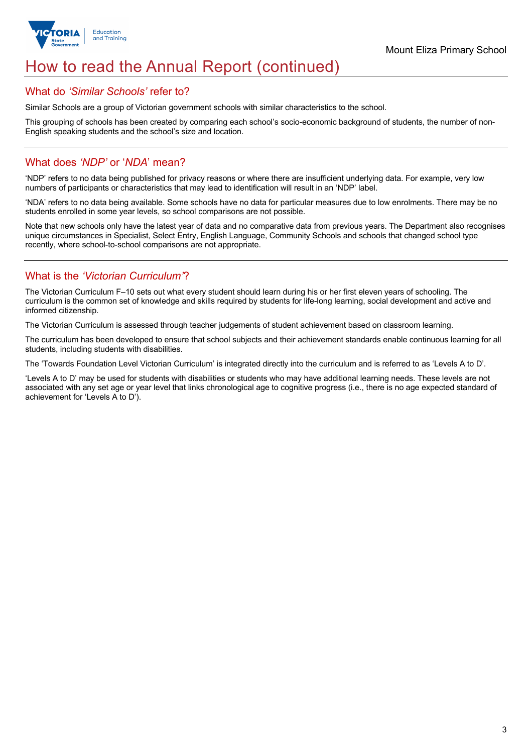# How to read the Annual Report (continued)

## What do *'Similar Schools'* refer to?

Similar Schools are a group of Victorian government schools with similar characteristics to the school.

This grouping of schools has been created by comparing each school's socio-economic background of students, the number of non-English speaking students and the school's size and location.

## What does *'NDP'* or '*NDA*' mean?

'NDP' refers to no data being published for privacy reasons or where there are insufficient underlying data. For example, very low numbers of participants or characteristics that may lead to identification will result in an 'NDP' label.

'NDA' refers to no data being available. Some schools have no data for particular measures due to low enrolments. There may be no students enrolled in some year levels, so school comparisons are not possible.

Note that new schools only have the latest year of data and no comparative data from previous years. The Department also recognises unique circumstances in Specialist, Select Entry, English Language, Community Schools and schools that changed school type recently, where school-to-school comparisons are not appropriate.

## What is the *'Victorian Curriculum'*?

The Victorian Curriculum F–10 sets out what every student should learn during his or her first eleven years of schooling. The curriculum is the common set of knowledge and skills required by students for life-long learning, social development and active and informed citizenship.

The Victorian Curriculum is assessed through teacher judgements of student achievement based on classroom learning.

The curriculum has been developed to ensure that school subjects and their achievement standards enable continuous learning for all students, including students with disabilities.

The 'Towards Foundation Level Victorian Curriculum' is integrated directly into the curriculum and is referred to as 'Levels A to D'.

'Levels A to D' may be used for students with disabilities or students who may have additional learning needs. These levels are not associated with any set age or year level that links chronological age to cognitive progress (i.e., there is no age expected standard of achievement for 'Levels A to D').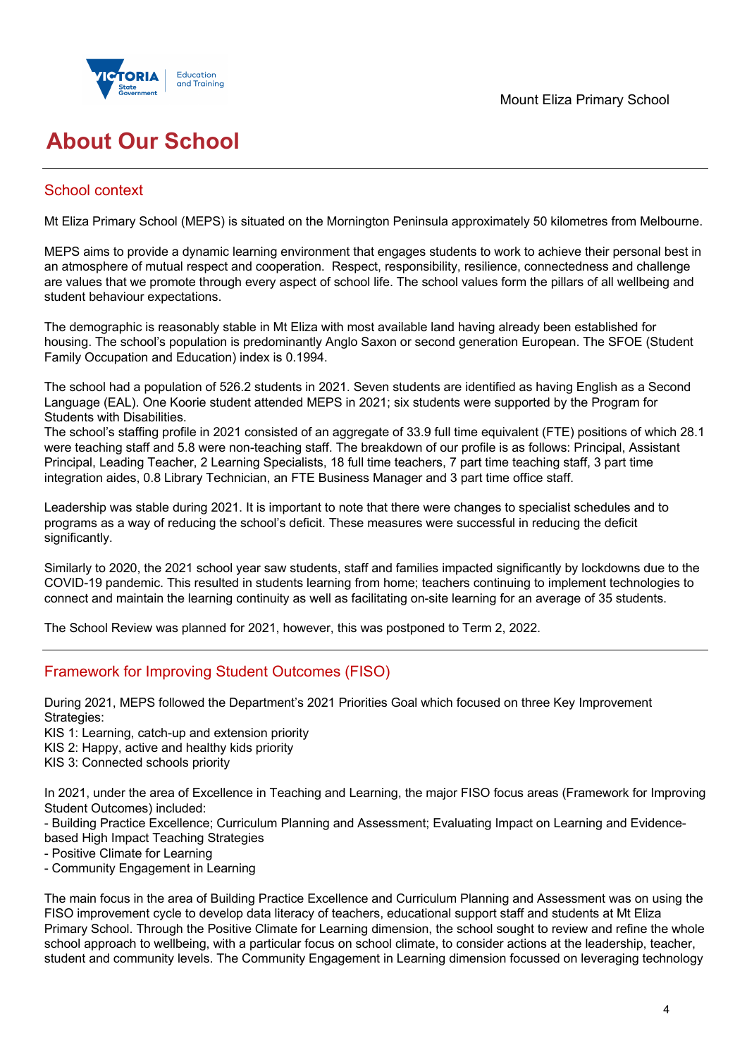# About Our School

## School context

Mt Eliza Primary School (MEPS) is situated on the Mornington Peninsula approximately 50 kilometres from Melbourne.

MEPS aims to provide a dynamic learning environment that engages students to work to achieve their personal best in an atmosphere of mutual respect and cooperation. Respect, responsibility, resilience, connectedness and challenge are values that we promote through every aspect of school life. The school values form the pillars of all wellbeing and student behaviour expectations.

The demographic is reasonably stable in Mt Eliza with most available land having already been established for housing. The school's population is predominantly Anglo Saxon or second generation European. The SFOE (Student Family Occupation and Education) index is 0.1994.

The school had a population of 526.2 students in 2021. Seven students are identified as having English as a Second Language (EAL). One Koorie student attended MEPS in 2021; six students were supported by the Program for Students with Disabilities.
The school's staffing profile in 2021 consisted of an aggregate of 33.9 full time equivalent (FTE) positions of which 28.1 were teaching staff and 5.8 were non-teaching staff. The breakdown of our profile is as follows: Principal, Assistant Principal, Leading Teacher, 2 Learning Specialists, 18 full time teachers, 7 part time teaching staff, 3 part time integration aides, 0.8 Library Technician, an FTE Business Manager and 3 part time office staff.

Leadership was stable during 2021. It is important to note that there were changes to specialist schedules and to programs as a way of reducing the school's deficit. These measures were successful in reducing the deficit significantly.

Similarly to 2020, the 2021 school year saw students, staff and families impacted significantly by lockdowns due to the COVID-19 pandemic. This resulted in students learning from home; teachers continuing to implement technologies to connect and maintain the learning continuity as well as facilitating on-site learning for an average of 35 students.

The School Review was planned for 2021, however, this was postponed to Term 2, 2022.

## Framework for Improving Student Outcomes (FISO)

During 2021, MEPS followed the Department's 2021 Priorities Goal which focused on three Key Improvement Strategies:
KIS 1: Learning, catch-up and extension priority
KIS 2: Happy, active and healthy kids priority
KIS 3: Connected schools priority

In 2021, under the area of Excellence in Teaching and Learning, the major FISO focus areas (Framework for Improving Student Outcomes) included:
- Building Practice Excellence; Curriculum Planning and Assessment; Evaluating Impact on Learning and Evidence-based High Impact Teaching Strategies
- Positive Climate for Learning
- Community Engagement in Learning

The main focus in the area of Building Practice Excellence and Curriculum Planning and Assessment was on using the FISO improvement cycle to develop data literacy of teachers, educational support staff and students at Mt Eliza Primary School. Through the Positive Climate for Learning dimension, the school sought to review and refine the whole school approach to wellbeing, with a particular focus on school climate, to consider actions at the leadership, teacher, student and community levels. The Community Engagement in Learning dimension focussed on leveraging technology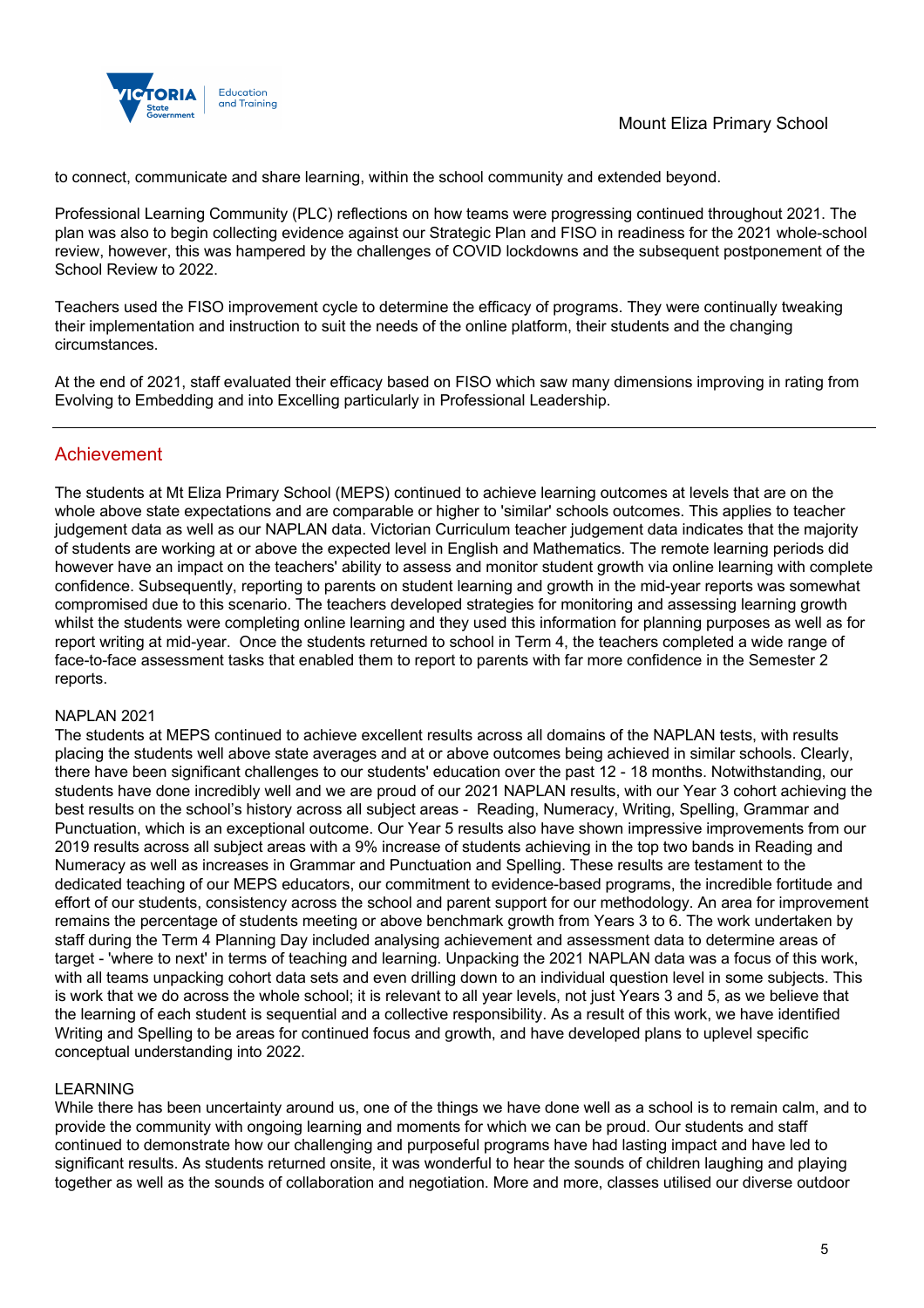to connect, communicate and share learning, within the school community and extended beyond.

Professional Learning Community (PLC) reflections on how teams were progressing continued throughout 2021. The plan was also to begin collecting evidence against our Strategic Plan and FISO in readiness for the 2021 whole-school review, however, this was hampered by the challenges of COVID lockdowns and the subsequent postponement of the School Review to 2022.

Teachers used the FISO improvement cycle to determine the efficacy of programs. They were continually tweaking their implementation and instruction to suit the needs of the online platform, their students and the changing circumstances.

At the end of 2021, staff evaluated their efficacy based on FISO which saw many dimensions improving in rating from Evolving to Embedding and into Excelling particularly in Professional Leadership.

## Achievement

The students at Mt Eliza Primary School (MEPS) continued to achieve learning outcomes at levels that are on the whole above state expectations and are comparable or higher to 'similar' schools outcomes. This applies to teacher judgement data as well as our NAPLAN data. Victorian Curriculum teacher judgement data indicates that the majority of students are working at or above the expected level in English and Mathematics. The remote learning periods did however have an impact on the teachers' ability to assess and monitor student growth via online learning with complete confidence. Subsequently, reporting to parents on student learning and growth in the mid-year reports was somewhat compromised due to this scenario. The teachers developed strategies for monitoring and assessing learning growth whilst the students were completing online learning and they used this information for planning purposes as well as for report writing at mid-year. Once the students returned to school in Term 4, the teachers completed a wide range of face-to-face assessment tasks that enabled them to report to parents with far more confidence in the Semester 2 reports.

NAPLAN 2021
The students at MEPS continued to achieve excellent results across all domains of the NAPLAN tests, with results placing the students well above state averages and at or above outcomes being achieved in similar schools. Clearly, there have been significant challenges to our students' education over the past 12 - 18 months. Notwithstanding, our students have done incredibly well and we are proud of our 2021 NAPLAN results, with our Year 3 cohort achieving the best results on the school's history across all subject areas - Reading, Numeracy, Writing, Spelling, Grammar and Punctuation, which is an exceptional outcome. Our Year 5 results also have shown impressive improvements from our 2019 results across all subject areas with a 9% increase of students achieving in the top two bands in Reading and Numeracy as well as increases in Grammar and Punctuation and Spelling. These results are testament to the dedicated teaching of our MEPS educators, our commitment to evidence-based programs, the incredible fortitude and effort of our students, consistency across the school and parent support for our methodology. An area for improvement remains the percentage of students meeting or above benchmark growth from Years 3 to 6. The work undertaken by staff during the Term 4 Planning Day included analysing achievement and assessment data to determine areas of target - 'where to next' in terms of teaching and learning. Unpacking the 2021 NAPLAN data was a focus of this work, with all teams unpacking cohort data sets and even drilling down to an individual question level in some subjects. This is work that we do across the whole school; it is relevant to all year levels, not just Years 3 and 5, as we believe that the learning of each student is sequential and a collective responsibility. As a result of this work, we have identified Writing and Spelling to be areas for continued focus and growth, and have developed plans to uplevel specific conceptual understanding into 2022.

LEARNING
While there has been uncertainty around us, one of the things we have done well as a school is to remain calm, and to provide the community with ongoing learning and moments for which we can be proud. Our students and staff continued to demonstrate how our challenging and purposeful programs have had lasting impact and have led to significant results. As students returned onsite, it was wonderful to hear the sounds of children laughing and playing together as well as the sounds of collaboration and negotiation. More and more, classes utilised our diverse outdoor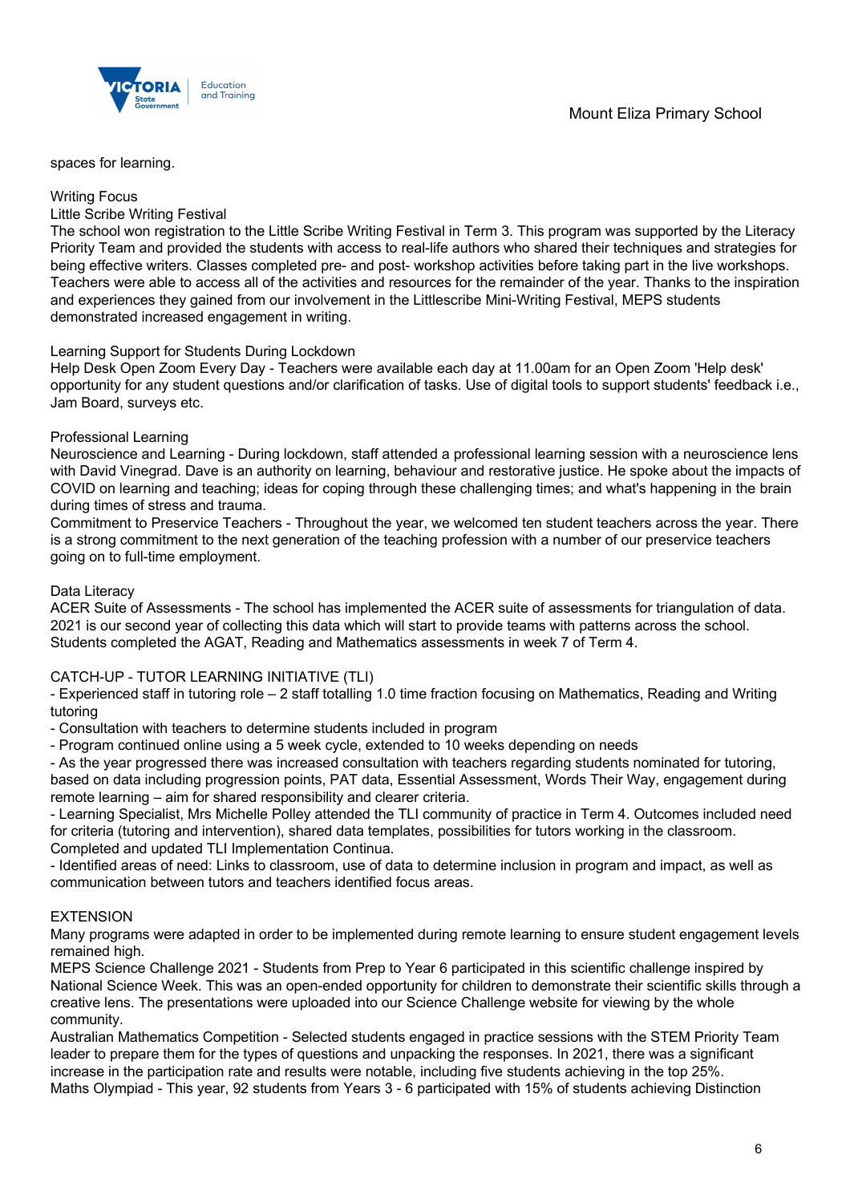spaces for learning.

Writing Focus

Little Scribe Writing Festival

The school won registration to the Little Scribe Writing Festival in Term 3. This program was supported by the Literacy Priority Team and provided the students with access to real-life authors who shared their techniques and strategies for being effective writers. Classes completed pre- and post- workshop activities before taking part in the live workshops. Teachers were able to access all of the activities and resources for the remainder of the year. Thanks to the inspiration and experiences they gained from our involvement in the Littlescribe Mini-Writing Festival, MEPS students demonstrated increased engagement in writing.

Learning Support for Students During Lockdown

Help Desk Open Zoom Every Day - Teachers were available each day at 11.00am for an Open Zoom 'Help desk' opportunity for any student questions and/or clarification of tasks. Use of digital tools to support students' feedback i.e., Jam Board, surveys etc.

Professional Learning

Neuroscience and Learning - During lockdown, staff attended a professional learning session with a neuroscience lens with David Vinegrad. Dave is an authority on learning, behaviour and restorative justice. He spoke about the impacts of COVID on learning and teaching; ideas for coping through these challenging times; and what's happening in the brain during times of stress and trauma.

Commitment to Preservice Teachers - Throughout the year, we welcomed ten student teachers across the year. There is a strong commitment to the next generation of the teaching profession with a number of our preservice teachers going on to full-time employment.

Data Literacy

ACER Suite of Assessments - The school has implemented the ACER suite of assessments for triangulation of data. 2021 is our second year of collecting this data which will start to provide teams with patterns across the school. Students completed the AGAT, Reading and Mathematics assessments in week 7 of Term 4.

CATCH-UP - TUTOR LEARNING INITIATIVE (TLI)

- Experienced staff in tutoring role – 2 staff totalling 1.0 time fraction focusing on Mathematics, Reading and Writing tutoring
- Consultation with teachers to determine students included in program
- Program continued online using a 5 week cycle, extended to 10 weeks depending on needs
- As the year progressed there was increased consultation with teachers regarding students nominated for tutoring, based on data including progression points, PAT data, Essential Assessment, Words Their Way, engagement during remote learning – aim for shared responsibility and clearer criteria.
- Learning Specialist, Mrs Michelle Polley attended the TLI community of practice in Term 4. Outcomes included need for criteria (tutoring and intervention), shared data templates, possibilities for tutors working in the classroom. Completed and updated TLI Implementation Continua.
- Identified areas of need: Links to classroom, use of data to determine inclusion in program and impact, as well as communication between tutors and teachers identified focus areas.

EXTENSION

Many programs were adapted in order to be implemented during remote learning to ensure student engagement levels remained high.

MEPS Science Challenge 2021 - Students from Prep to Year 6 participated in this scientific challenge inspired by National Science Week. This was an open-ended opportunity for children to demonstrate their scientific skills through a creative lens. The presentations were uploaded into our Science Challenge website for viewing by the whole community.

Australian Mathematics Competition - Selected students engaged in practice sessions with the STEM Priority Team leader to prepare them for the types of questions and unpacking the responses. In 2021, there was a significant increase in the participation rate and results were notable, including five students achieving in the top 25%.

Maths Olympiad - This year, 92 students from Years 3 - 6 participated with 15% of students achieving Distinction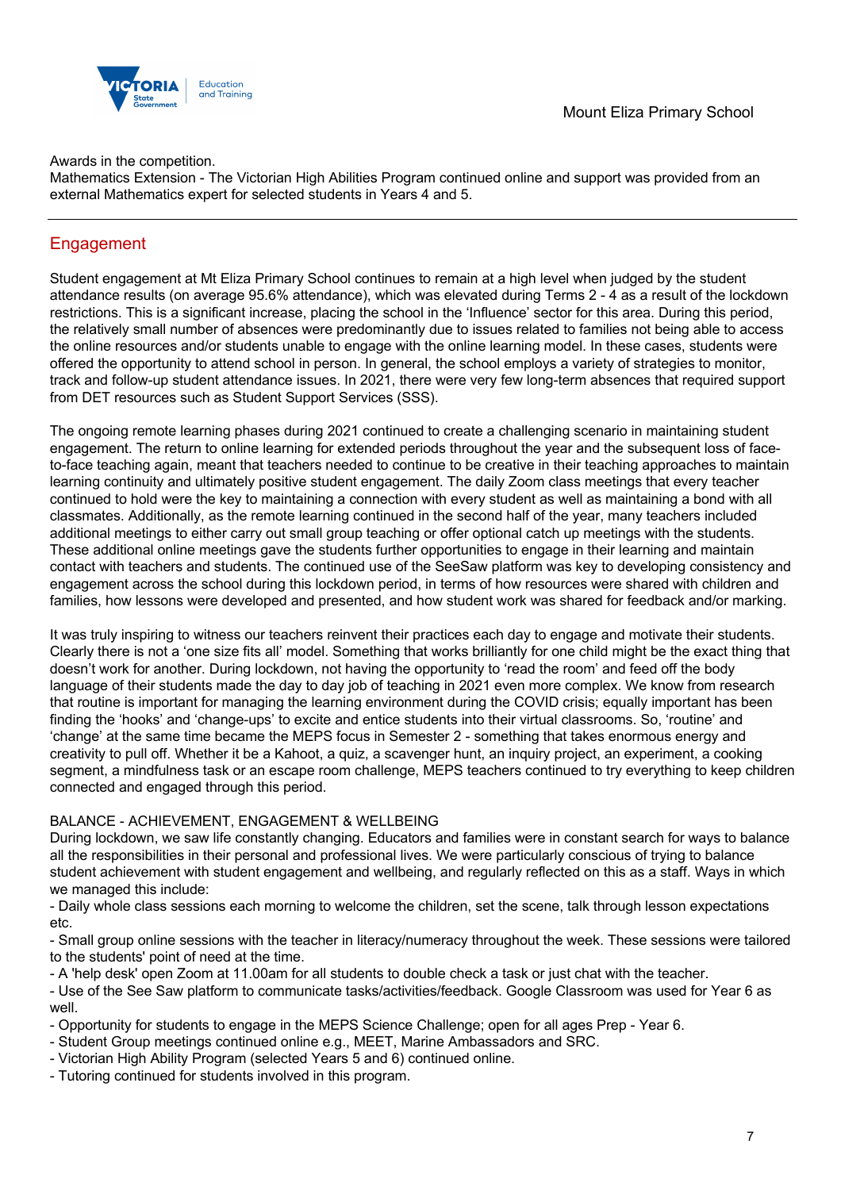Awards in the competition.
Mathematics Extension - The Victorian High Abilities Program continued online and support was provided from an external Mathematics expert for selected students in Years 4 and 5.

## Engagement

Student engagement at Mt Eliza Primary School continues to remain at a high level when judged by the student attendance results (on average 95.6% attendance), which was elevated during Terms 2 - 4 as a result of the lockdown restrictions. This is a significant increase, placing the school in the 'Influence' sector for this area. During this period, the relatively small number of absences were predominantly due to issues related to families not being able to access the online resources and/or students unable to engage with the online learning model. In these cases, students were offered the opportunity to attend school in person. In general, the school employs a variety of strategies to monitor, track and follow-up student attendance issues. In 2021, there were very few long-term absences that required support from DET resources such as Student Support Services (SSS).

The ongoing remote learning phases during 2021 continued to create a challenging scenario in maintaining student engagement. The return to online learning for extended periods throughout the year and the subsequent loss of face-to-face teaching again, meant that teachers needed to continue to be creative in their teaching approaches to maintain learning continuity and ultimately positive student engagement. The daily Zoom class meetings that every teacher continued to hold were the key to maintaining a connection with every student as well as maintaining a bond with all classmates. Additionally, as the remote learning continued in the second half of the year, many teachers included additional meetings to either carry out small group teaching or offer optional catch up meetings with the students. These additional online meetings gave the students further opportunities to engage in their learning and maintain contact with teachers and students. The continued use of the SeeSaw platform was key to developing consistency and engagement across the school during this lockdown period, in terms of how resources were shared with children and families, how lessons were developed and presented, and how student work was shared for feedback and/or marking.

It was truly inspiring to witness our teachers reinvent their practices each day to engage and motivate their students. Clearly there is not a 'one size fits all' model. Something that works brilliantly for one child might be the exact thing that doesn't work for another. During lockdown, not having the opportunity to 'read the room' and feed off the body language of their students made the day to day job of teaching in 2021 even more complex. We know from research that routine is important for managing the learning environment during the COVID crisis; equally important has been finding the 'hooks' and 'change-ups' to excite and entice students into their virtual classrooms. So, 'routine' and 'change' at the same time became the MEPS focus in Semester 2 - something that takes enormous energy and creativity to pull off. Whether it be a Kahoot, a quiz, a scavenger hunt, an inquiry project, an experiment, a cooking segment, a mindfulness task or an escape room challenge, MEPS teachers continued to try everything to keep children connected and engaged through this period.

BALANCE - ACHIEVEMENT, ENGAGEMENT & WELLBEING
During lockdown, we saw life constantly changing. Educators and families were in constant search for ways to balance all the responsibilities in their personal and professional lives. We were particularly conscious of trying to balance student achievement with student engagement and wellbeing, and regularly reflected on this as a staff. Ways in which we managed this include:

- Daily whole class sessions each morning to welcome the children, set the scene, talk through lesson expectations etc.
- Small group online sessions with the teacher in literacy/numeracy throughout the week. These sessions were tailored to the students' point of need at the time.
- A 'help desk' open Zoom at 11.00am for all students to double check a task or just chat with the teacher.
- Use of the See Saw platform to communicate tasks/activities/feedback. Google Classroom was used for Year 6 as well.
- Opportunity for students to engage in the MEPS Science Challenge; open for all ages Prep - Year 6.
- Student Group meetings continued online e.g., MEET, Marine Ambassadors and SRC.
- Victorian High Ability Program (selected Years 5 and 6) continued online.
- Tutoring continued for students involved in this program.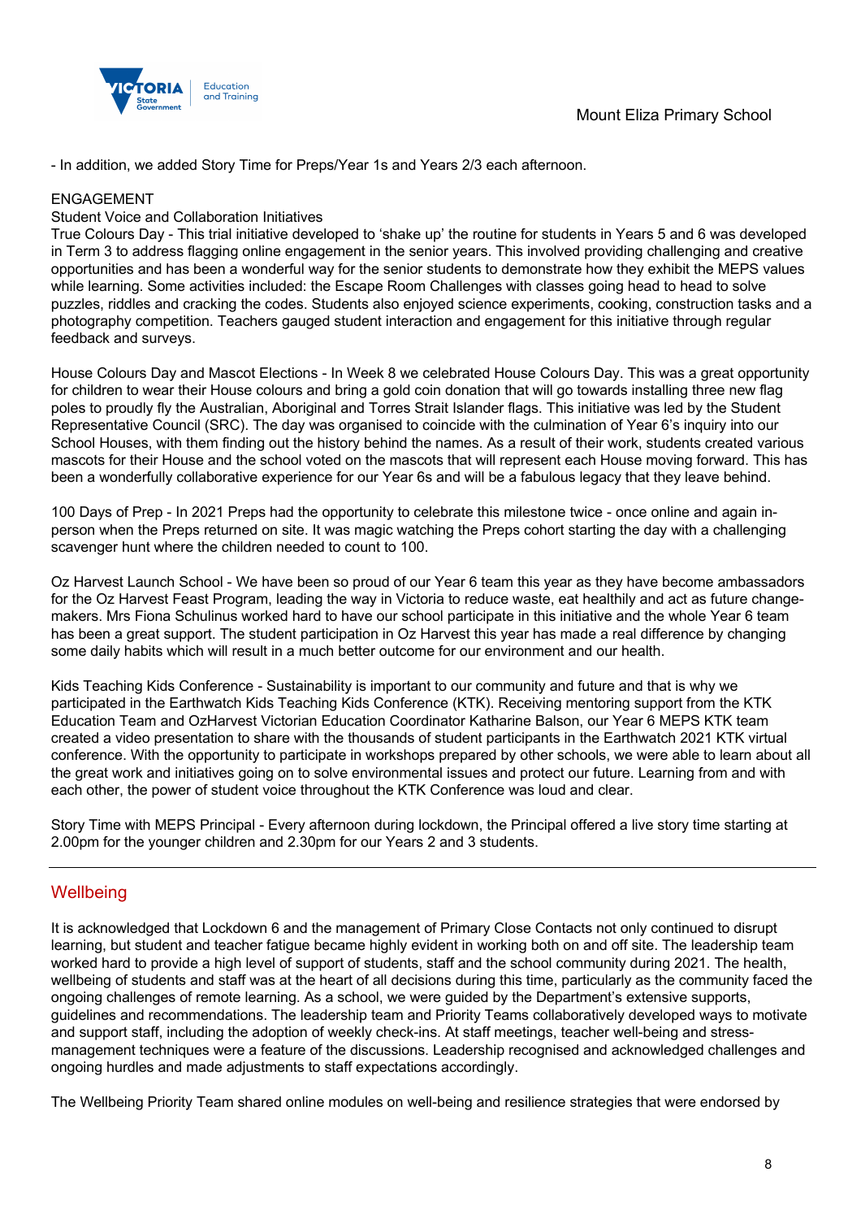- In addition, we added Story Time for Preps/Year 1s and Years 2/3 each afternoon.

ENGAGEMENT

Student Voice and Collaboration Initiatives

True Colours Day - This trial initiative developed to 'shake up' the routine for students in Years 5 and 6 was developed in Term 3 to address flagging online engagement in the senior years. This involved providing challenging and creative opportunities and has been a wonderful way for the senior students to demonstrate how they exhibit the MEPS values while learning. Some activities included: the Escape Room Challenges with classes going head to head to solve puzzles, riddles and cracking the codes. Students also enjoyed science experiments, cooking, construction tasks and a photography competition. Teachers gauged student interaction and engagement for this initiative through regular feedback and surveys.

House Colours Day and Mascot Elections - In Week 8 we celebrated House Colours Day. This was a great opportunity for children to wear their House colours and bring a gold coin donation that will go towards installing three new flag poles to proudly fly the Australian, Aboriginal and Torres Strait Islander flags. This initiative was led by the Student Representative Council (SRC). The day was organised to coincide with the culmination of Year 6's inquiry into our School Houses, with them finding out the history behind the names. As a result of their work, students created various mascots for their House and the school voted on the mascots that will represent each House moving forward. This has been a wonderfully collaborative experience for our Year 6s and will be a fabulous legacy that they leave behind.

100 Days of Prep - In 2021 Preps had the opportunity to celebrate this milestone twice - once online and again in-person when the Preps returned on site. It was magic watching the Preps cohort starting the day with a challenging scavenger hunt where the children needed to count to 100.

Oz Harvest Launch School - We have been so proud of our Year 6 team this year as they have become ambassadors for the Oz Harvest Feast Program, leading the way in Victoria to reduce waste, eat healthily and act as future change-makers. Mrs Fiona Schulinus worked hard to have our school participate in this initiative and the whole Year 6 team has been a great support. The student participation in Oz Harvest this year has made a real difference by changing some daily habits which will result in a much better outcome for our environment and our health.

Kids Teaching Kids Conference - Sustainability is important to our community and future and that is why we participated in the Earthwatch Kids Teaching Kids Conference (KTK). Receiving mentoring support from the KTK Education Team and OzHarvest Victorian Education Coordinator Katharine Balson, our Year 6 MEPS KTK team created a video presentation to share with the thousands of student participants in the Earthwatch 2021 KTK virtual conference. With the opportunity to participate in workshops prepared by other schools, we were able to learn about all the great work and initiatives going on to solve environmental issues and protect our future. Learning from and with each other, the power of student voice throughout the KTK Conference was loud and clear.

Story Time with MEPS Principal - Every afternoon during lockdown, the Principal offered a live story time starting at 2.00pm for the younger children and 2.30pm for our Years 2 and 3 students.

## Wellbeing

It is acknowledged that Lockdown 6 and the management of Primary Close Contacts not only continued to disrupt learning, but student and teacher fatigue became highly evident in working both on and off site. The leadership team worked hard to provide a high level of support of students, staff and the school community during 2021. The health, wellbeing of students and staff was at the heart of all decisions during this time, particularly as the community faced the ongoing challenges of remote learning. As a school, we were guided by the Department's extensive supports, guidelines and recommendations. The leadership team and Priority Teams collaboratively developed ways to motivate and support staff, including the adoption of weekly check-ins. At staff meetings, teacher well-being and stress-management techniques were a feature of the discussions. Leadership recognised and acknowledged challenges and ongoing hurdles and made adjustments to staff expectations accordingly.

The Wellbeing Priority Team shared online modules on well-being and resilience strategies that were endorsed by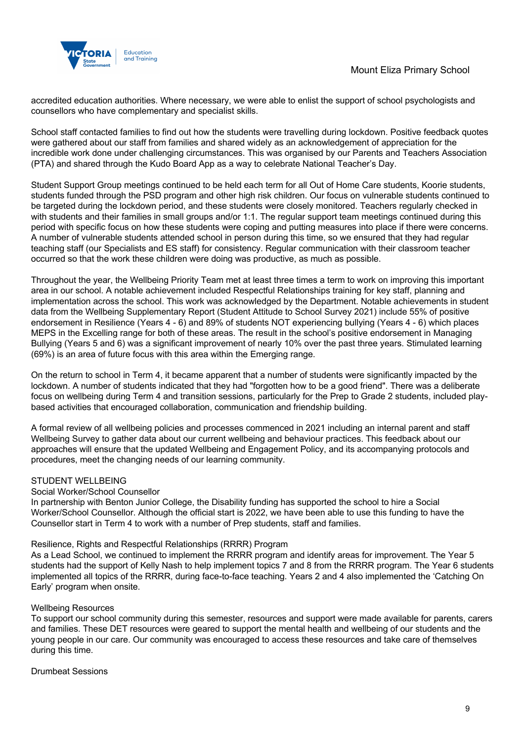accredited education authorities. Where necessary, we were able to enlist the support of school psychologists and counsellors who have complementary and specialist skills.

School staff contacted families to find out how the students were travelling during lockdown. Positive feedback quotes were gathered about our staff from families and shared widely as an acknowledgement of appreciation for the incredible work done under challenging circumstances. This was organised by our Parents and Teachers Association (PTA) and shared through the Kudo Board App as a way to celebrate National Teacher's Day.

Student Support Group meetings continued to be held each term for all Out of Home Care students, Koorie students, students funded through the PSD program and other high risk children. Our focus on vulnerable students continued to be targeted during the lockdown period, and these students were closely monitored. Teachers regularly checked in with students and their families in small groups and/or 1:1. The regular support team meetings continued during this period with specific focus on how these students were coping and putting measures into place if there were concerns. A number of vulnerable students attended school in person during this time, so we ensured that they had regular teaching staff (our Specialists and ES staff) for consistency. Regular communication with their classroom teacher occurred so that the work these children were doing was productive, as much as possible.

Throughout the year, the Wellbeing Priority Team met at least three times a term to work on improving this important area in our school. A notable achievement included Respectful Relationships training for key staff, planning and implementation across the school. This work was acknowledged by the Department. Notable achievements in student data from the Wellbeing Supplementary Report (Student Attitude to School Survey 2021) include 55% of positive endorsement in Resilience (Years 4 - 6) and 89% of students NOT experiencing bullying (Years 4 - 6) which places MEPS in the Excelling range for both of these areas. The result in the school's positive endorsement in Managing Bullying (Years 5 and 6) was a significant improvement of nearly 10% over the past three years. Stimulated learning (69%) is an area of future focus with this area within the Emerging range.

On the return to school in Term 4, it became apparent that a number of students were significantly impacted by the lockdown. A number of students indicated that they had "forgotten how to be a good friend". There was a deliberate focus on wellbeing during Term 4 and transition sessions, particularly for the Prep to Grade 2 students, included play-based activities that encouraged collaboration, communication and friendship building.

A formal review of all wellbeing policies and processes commenced in 2021 including an internal parent and staff Wellbeing Survey to gather data about our current wellbeing and behaviour practices. This feedback about our approaches will ensure that the updated Wellbeing and Engagement Policy, and its accompanying protocols and procedures, meet the changing needs of our learning community.

STUDENT WELLBEING

Social Worker/School Counsellor

In partnership with Benton Junior College, the Disability funding has supported the school to hire a Social Worker/School Counsellor. Although the official start is 2022, we have been able to use this funding to have the Counsellor start in Term 4 to work with a number of Prep students, staff and families.

Resilience, Rights and Respectful Relationships (RRRR) Program

As a Lead School, we continued to implement the RRRR program and identify areas for improvement. The Year 5 students had the support of Kelly Nash to help implement topics 7 and 8 from the RRRR program. The Year 6 students implemented all topics of the RRRR, during face-to-face teaching. Years 2 and 4 also implemented the 'Catching On Early' program when onsite.

Wellbeing Resources

To support our school community during this semester, resources and support were made available for parents, carers and families. These DET resources were geared to support the mental health and wellbeing of our students and the young people in our care. Our community was encouraged to access these resources and take care of themselves during this time.

Drumbeat Sessions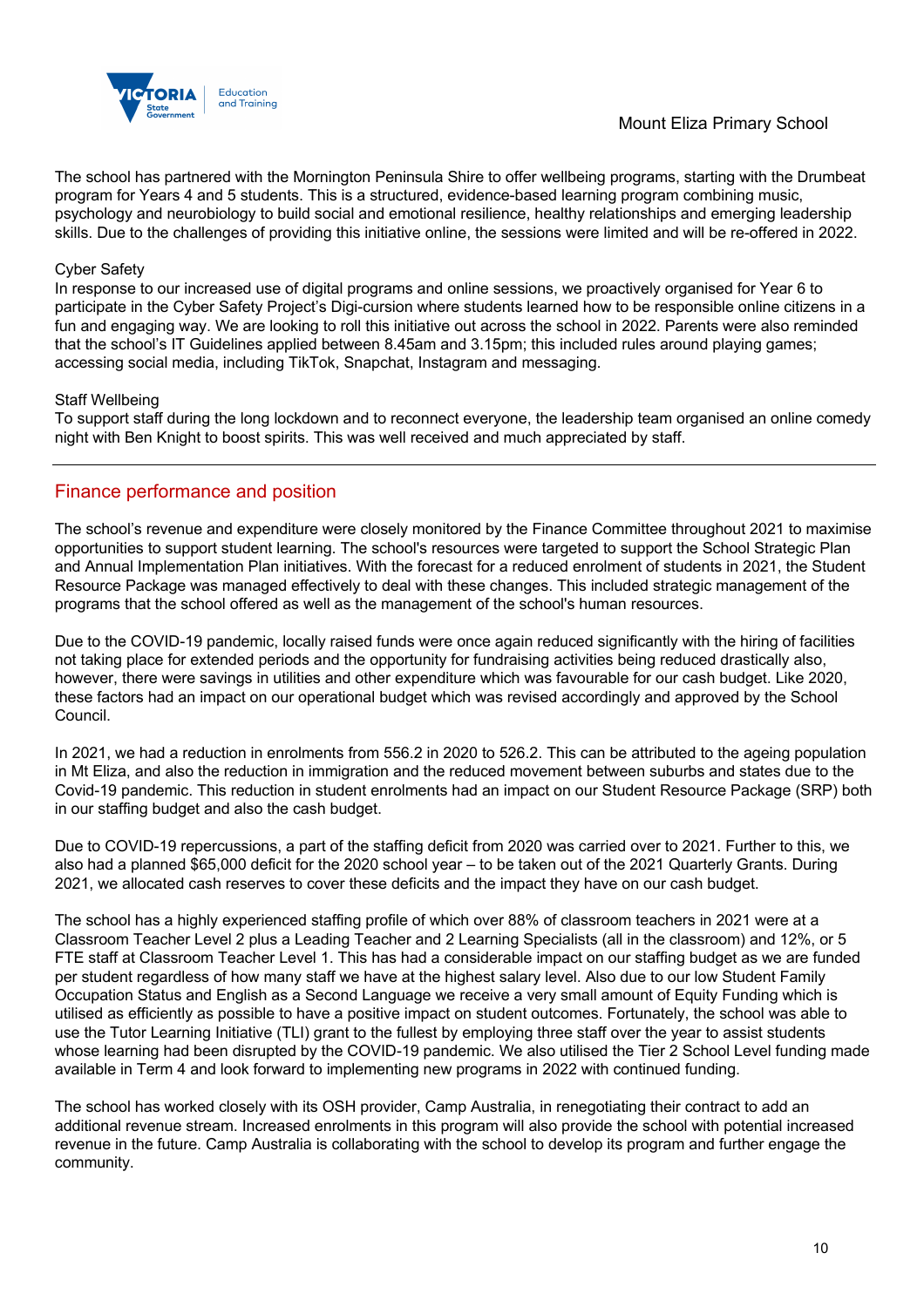The school has partnered with the Mornington Peninsula Shire to offer wellbeing programs, starting with the Drumbeat program for Years 4 and 5 students. This is a structured, evidence-based learning program combining music, psychology and neurobiology to build social and emotional resilience, healthy relationships and emerging leadership skills. Due to the challenges of providing this initiative online, the sessions were limited and will be re-offered in 2022.

Cyber Safety

In response to our increased use of digital programs and online sessions, we proactively organised for Year 6 to participate in the Cyber Safety Project's Digi-cursion where students learned how to be responsible online citizens in a fun and engaging way. We are looking to roll this initiative out across the school in 2022. Parents were also reminded that the school's IT Guidelines applied between 8.45am and 3.15pm; this included rules around playing games; accessing social media, including TikTok, Snapchat, Instagram and messaging.

Staff Wellbeing

To support staff during the long lockdown and to reconnect everyone, the leadership team organised an online comedy night with Ben Knight to boost spirits. This was well received and much appreciated by staff.

## Finance performance and position

The school's revenue and expenditure were closely monitored by the Finance Committee throughout 2021 to maximise opportunities to support student learning. The school's resources were targeted to support the School Strategic Plan and Annual Implementation Plan initiatives. With the forecast for a reduced enrolment of students in 2021, the Student Resource Package was managed effectively to deal with these changes. This included strategic management of the programs that the school offered as well as the management of the school's human resources.

Due to the COVID-19 pandemic, locally raised funds were once again reduced significantly with the hiring of facilities not taking place for extended periods and the opportunity for fundraising activities being reduced drastically also, however, there were savings in utilities and other expenditure which was favourable for our cash budget. Like 2020, these factors had an impact on our operational budget which was revised accordingly and approved by the School Council.

In 2021, we had a reduction in enrolments from 556.2 in 2020 to 526.2. This can be attributed to the ageing population in Mt Eliza, and also the reduction in immigration and the reduced movement between suburbs and states due to the Covid-19 pandemic. This reduction in student enrolments had an impact on our Student Resource Package (SRP) both in our staffing budget and also the cash budget.

Due to COVID-19 repercussions, a part of the staffing deficit from 2020 was carried over to 2021. Further to this, we also had a planned $65,000 deficit for the 2020 school year – to be taken out of the 2021 Quarterly Grants. During 2021, we allocated cash reserves to cover these deficits and the impact they have on our cash budget.

The school has a highly experienced staffing profile of which over 88% of classroom teachers in 2021 were at a Classroom Teacher Level 2 plus a Leading Teacher and 2 Learning Specialists (all in the classroom) and 12%, or 5 FTE staff at Classroom Teacher Level 1. This has had a considerable impact on our staffing budget as we are funded per student regardless of how many staff we have at the highest salary level. Also due to our low Student Family Occupation Status and English as a Second Language we receive a very small amount of Equity Funding which is utilised as efficiently as possible to have a positive impact on student outcomes. Fortunately, the school was able to use the Tutor Learning Initiative (TLI) grant to the fullest by employing three staff over the year to assist students whose learning had been disrupted by the COVID-19 pandemic. We also utilised the Tier 2 School Level funding made available in Term 4 and look forward to implementing new programs in 2022 with continued funding.

The school has worked closely with its OSH provider, Camp Australia, in renegotiating their contract to add an additional revenue stream. Increased enrolments in this program will also provide the school with potential increased revenue in the future. Camp Australia is collaborating with the school to develop its program and further engage the community.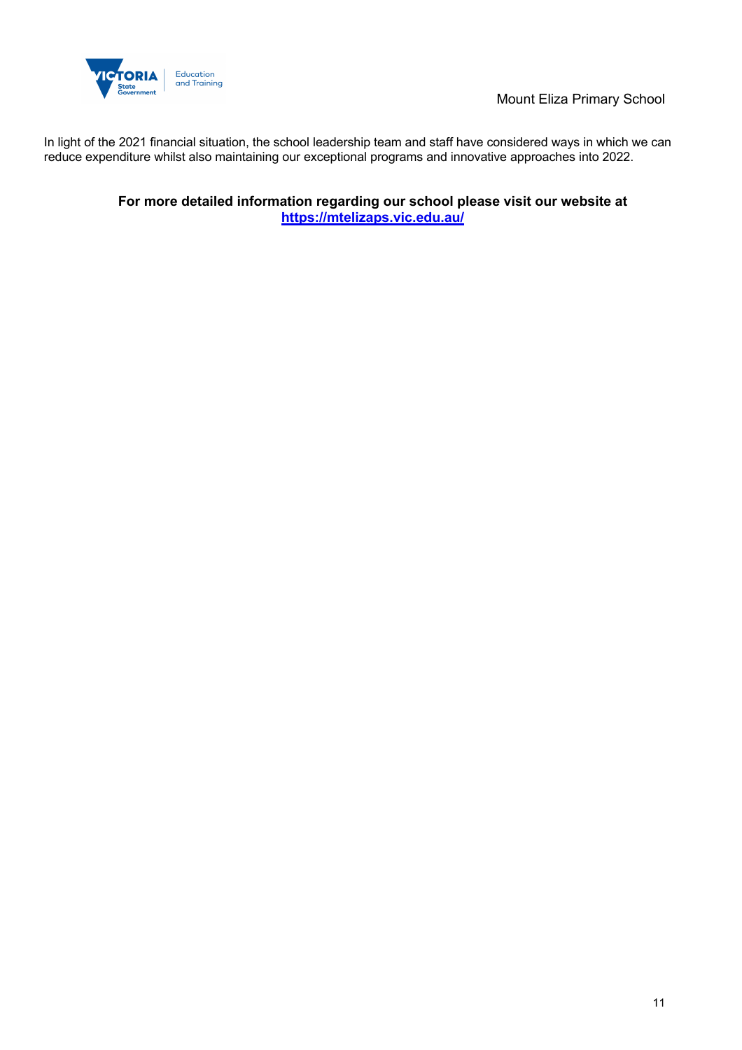In light of the 2021 financial situation, the school leadership team and staff have considered ways in which we can reduce expenditure whilst also maintaining our exceptional programs and innovative approaches into 2022.

**For more detailed information regarding our school please visit our website at [https://mtelizaps.vic.edu.au/](https://mtelizaps.vic.edu.au/)**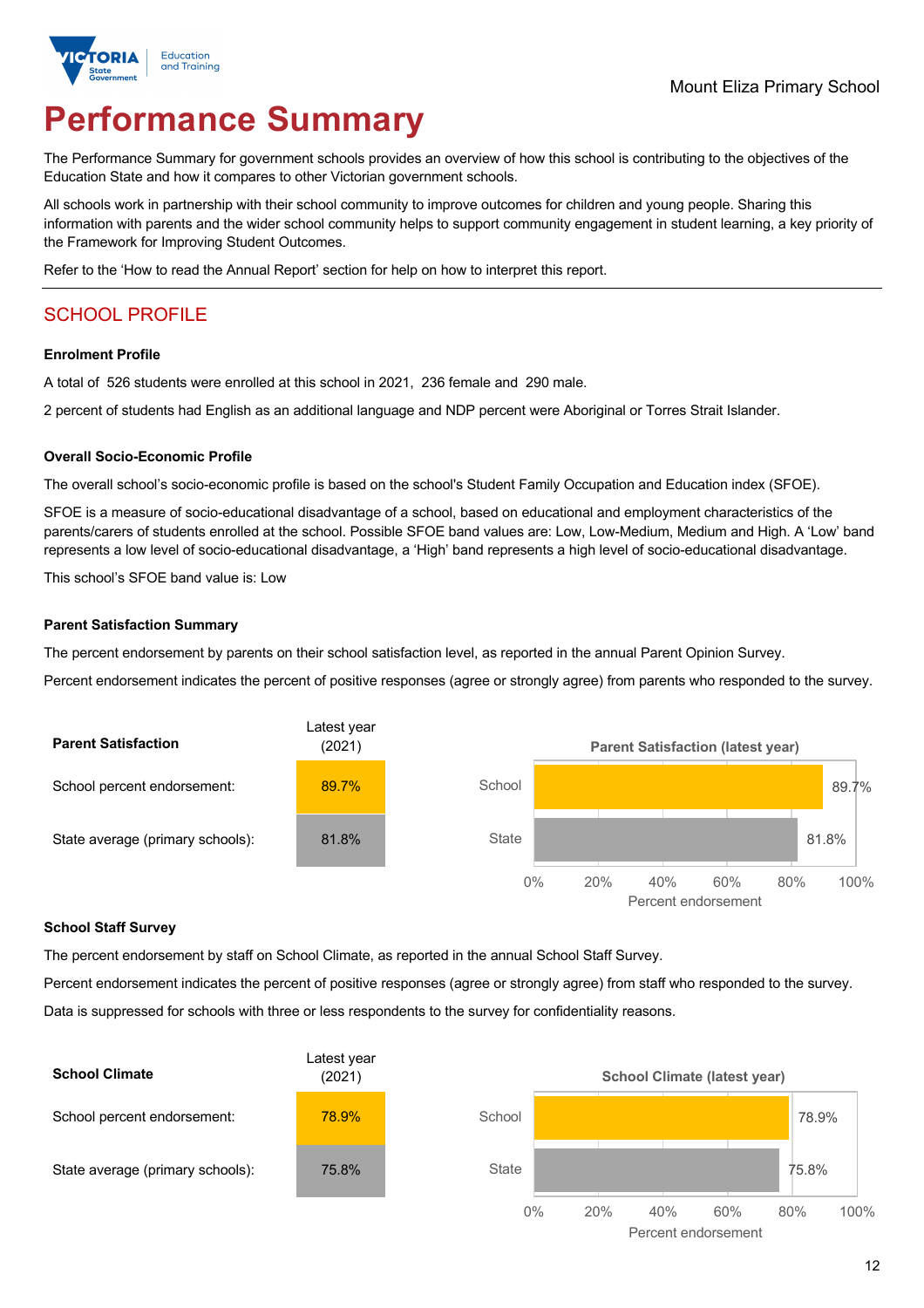Mount Eliza Primary School

# Performance Summary

The Performance Summary for government schools provides an overview of how this school is contributing to the objectives of the Education State and how it compares to other Victorian government schools.

All schools work in partnership with their school community to improve outcomes for children and young people. Sharing this information with parents and the wider school community helps to support community engagement in student learning, a key priority of the Framework for Improving Student Outcomes.

Refer to the 'How to read the Annual Report' section for help on how to interpret this report.

## SCHOOL PROFILE

### Enrolment Profile

A total of 526 students were enrolled at this school in 2021, 236 female and 290 male.

2 percent of students had English as an additional language and NDP percent were Aboriginal or Torres Strait Islander.

### Overall Socio-Economic Profile

The overall school's socio-economic profile is based on the school's Student Family Occupation and Education index (SFOE).

SFOE is a measure of socio-educational disadvantage of a school, based on educational and employment characteristics of the parents/carers of students enrolled at the school. Possible SFOE band values are: Low, Low-Medium, Medium and High. A 'Low' band represents a low level of socio-educational disadvantage, a 'High' band represents a high level of socio-educational disadvantage.

This school's SFOE band value is: Low

### Parent Satisfaction Summary

The percent endorsement by parents on their school satisfaction level, as reported in the annual Parent Opinion Survey.

Percent endorsement indicates the percent of positive responses (agree or strongly agree) from parents who responded to the survey.

| Parent Satisfaction | Latest year (2021) |
|---|---|
| School percent endorsement: | 89.7% |
| State average (primary schools): | 81.8% |

Parent Satisfaction (latest year)

| | Percent endorsement |
|---|---|
| School | 89.7% |
| State | 81.8% |

### School Staff Survey

The percent endorsement by staff on School Climate, as reported in the annual School Staff Survey.

Percent endorsement indicates the percent of positive responses (agree or strongly agree) from staff who responded to the survey.

Data is suppressed for schools with three or less respondents to the survey for confidentiality reasons.

| School Climate | Latest year (2021) |
|---|---|
| School percent endorsement: | 78.9% |
| State average (primary schools): | 75.8% |

School Climate (latest year)

| | Percent endorsement |
|---|---|
| School | 78.9% |
| State | 75.8% |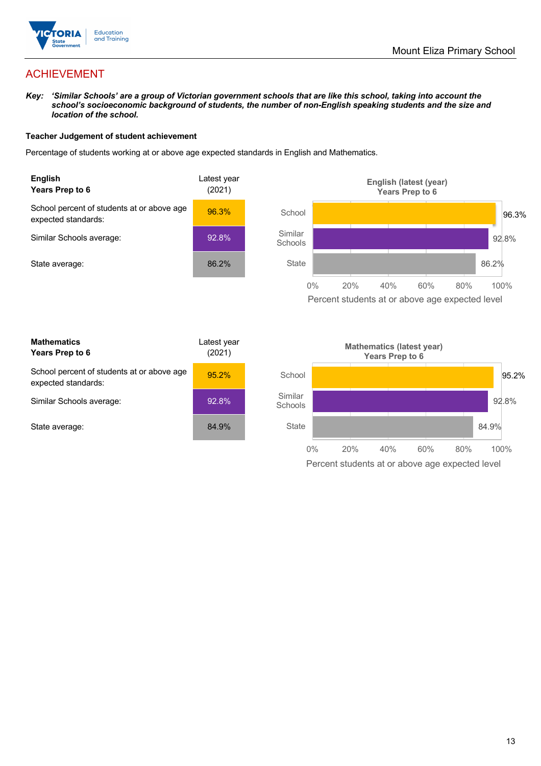## ACHIEVEMENT

***Key:** 'Similar Schools' are a group of Victorian government schools that are like this school, taking into account the school's socioeconomic background of students, the number of non-English speaking students and the size and location of the school.*

**Teacher Judgement of student achievement**

Percentage of students working at or above age expected standards in English and Mathematics.

| **English Years Prep to 6** | Latest year (2021) |
|---|---|
| School percent of students at or above age expected standards: | 96.3% |
| Similar Schools average: | 92.8% |
| State average: | 86.2% |

**English (latest (year) Years Prep to 6**

| | Percent students at or above age expected level |
|---|---|
| School | 96.3% |
| Similar Schools | 92.8% |
| State | 86.2% |

| **Mathematics Years Prep to 6** | Latest year (2021) |
|---|---|
| School percent of students at or above age expected standards: | 95.2% |
| Similar Schools average: | 92.8% |
| State average: | 84.9% |

**Mathematics (latest year) Years Prep to 6**

| | Percent students at or above age expected level |
|---|---|
| School | 95.2% |
| Similar Schools | 92.8% |
| State | 84.9% |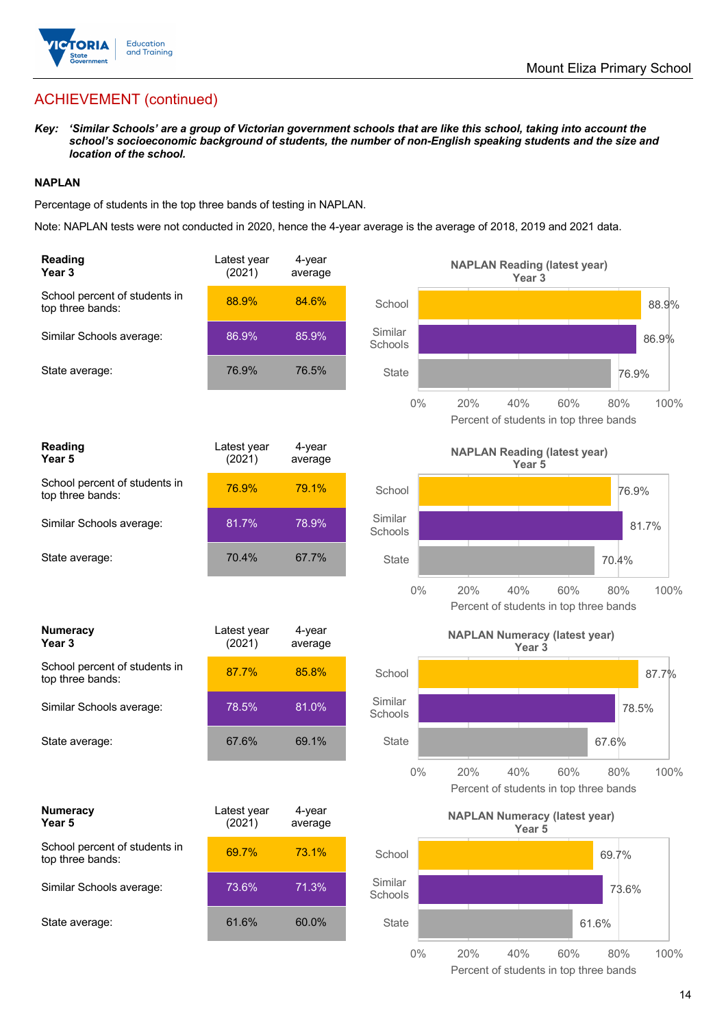## ACHIEVEMENT (continued)

***Key:** 'Similar Schools' are a group of Victorian government schools that are like this school, taking into account the school's socioeconomic background of students, the number of non-English speaking students and the size and location of the school.*

**NAPLAN**

Percentage of students in the top three bands of testing in NAPLAN.

Note: NAPLAN tests were not conducted in 2020, hence the 4-year average is the average of 2018, 2019 and 2021 data.

| **Reading Year 3** | Latest year (2021) | 4-year average |
|---|---|---|
| School percent of students in top three bands: | 88.9% | 84.6% |
| Similar Schools average: | 86.9% | 85.9% |
| State average: | 76.9% | 76.5% |

**NAPLAN Reading (latest year) Year 3**

| | Percent of students in top three bands |
|---|---|
| School | 88.9% |
| Similar Schools | 86.9% |
| State | 76.9% |

| **Reading Year 5** | Latest year (2021) | 4-year average |
|---|---|---|
| School percent of students in top three bands: | 76.9% | 79.1% |
| Similar Schools average: | 81.7% | 78.9% |
| State average: | 70.4% | 67.7% |

**NAPLAN Reading (latest year) Year 5**

| | Percent of students in top three bands |
|---|---|
| School | 76.9% |
| Similar Schools | 81.7% |
| State | 70.4% |

| **Numeracy Year 3** | Latest year (2021) | 4-year average |
|---|---|---|
| School percent of students in top three bands: | 87.7% | 85.8% |
| Similar Schools average: | 78.5% | 81.0% |
| State average: | 67.6% | 69.1% |

**NAPLAN Numeracy (latest year) Year 3**

| | Percent of students in top three bands |
|---|---|
| School | 87.7% |
| Similar Schools | 78.5% |
| State | 67.6% |

| **Numeracy Year 5** | Latest year (2021) | 4-year average |
|---|---|---|
| School percent of students in top three bands: | 69.7% | 73.1% |
| Similar Schools average: | 73.6% | 71.3% |
| State average: | 61.6% | 60.0% |

**NAPLAN Numeracy (latest year) Year 5**

| | Percent of students in top three bands |
|---|---|
| School | 69.7% |
| Similar Schools | 73.6% |
| State | 61.6% |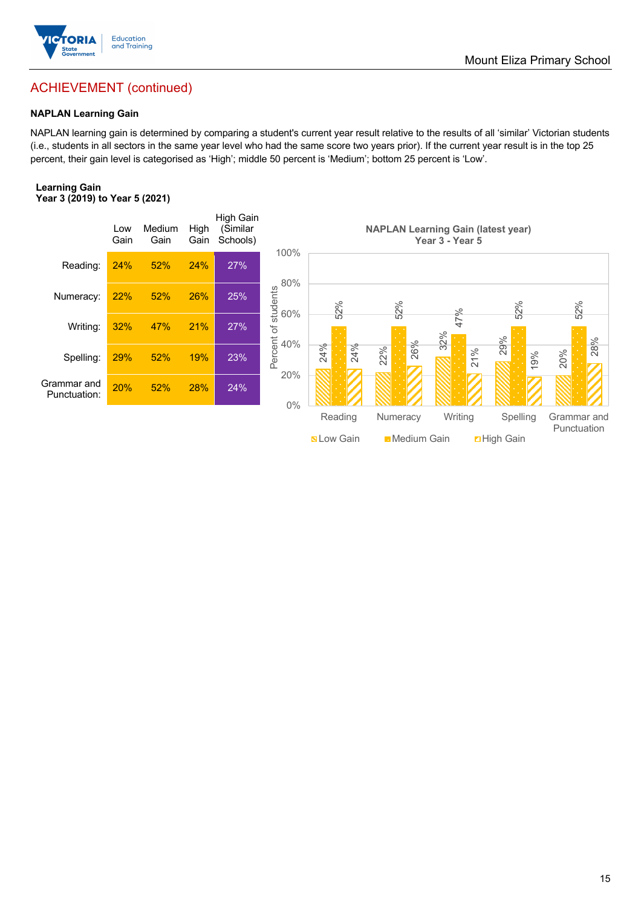## ACHIEVEMENT (continued)

### NAPLAN Learning Gain

NAPLAN learning gain is determined by comparing a student's current year result relative to the results of all 'similar' Victorian students (i.e., students in all sectors in the same year level who had the same score two years prior). If the current year result is in the top 25 percent, their gain level is categorised as 'High'; middle 50 percent is 'Medium'; bottom 25 percent is 'Low'.

**Learning Gain**
**Year 3 (2019) to Year 5 (2021)**

| | Low Gain | Medium Gain | High Gain | High Gain (Similar Schools) |
|---|---|---|---|---|
| Reading: | 24% | 52% | 24% | 27% |
| Numeracy: | 22% | 52% | 26% | 25% |
| Writing: | 32% | 47% | 21% | 27% |
| Spelling: | 29% | 52% | 19% | 23% |
| Grammar and Punctuation: | 20% | 52% | 28% | 24% |

**NAPLAN Learning Gain (latest year)**
**Year 3 - Year 5**

| | Low Gain | Medium Gain | High Gain |
|---|---|---|---|
| Reading | 24% | 52% | 24% |
| Numeracy | 22% | 52% | 26% |
| Writing | 32% | 47% | 21% |
| Spelling | 29% | 52% | 19% |
| Grammar and Punctuation | 20% | 52% | 28% |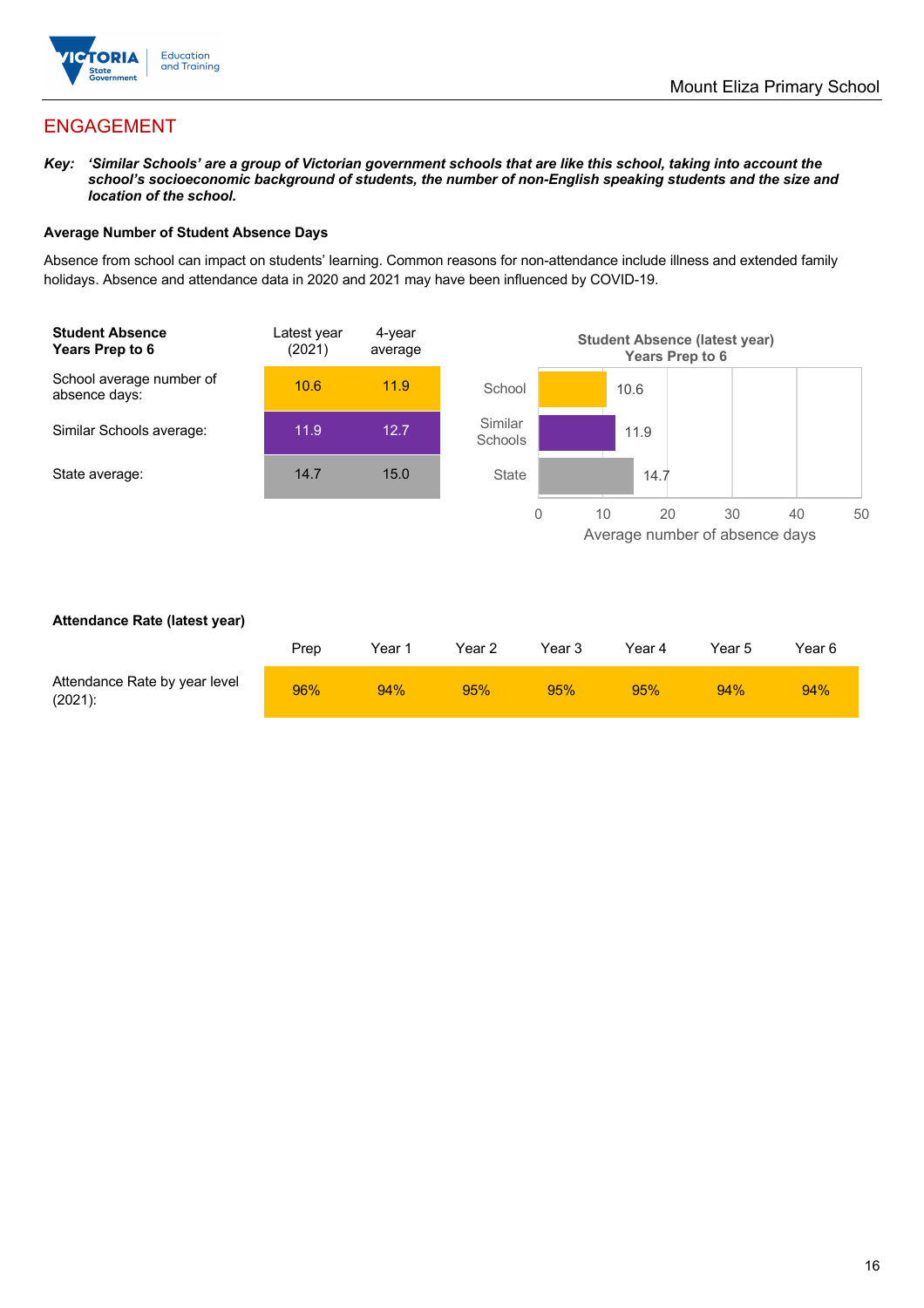## ENGAGEMENT

***Key:** 'Similar Schools' are a group of Victorian government schools that are like this school, taking into account the school's socioeconomic background of students, the number of non-English speaking students and the size and location of the school.*

**Average Number of Student Absence Days**

Absence from school can impact on students' learning. Common reasons for non-attendance include illness and extended family holidays. Absence and attendance data in 2020 and 2021 may have been influenced by COVID-19.

| Student Absence Years Prep to 6 | Latest year (2021) | 4-year average |
|---|---|---|
| School average number of absence days: | 10.6 | 11.9 |
| Similar Schools average: | 11.9 | 12.7 |
| State average: | 14.7 | 15.0 |

**Student Absence (latest year) Years Prep to 6**

| | Average number of absence days |
|---|---|
| School | 10.6 |
| Similar Schools | 11.9 |
| State | 14.7 |

**Attendance Rate (latest year)**

| | Prep | Year 1 | Year 2 | Year 3 | Year 4 | Year 5 | Year 6 |
|---|---|---|---|---|---|---|---|
| Attendance Rate by year level (2021): | 96% | 94% | 95% | 95% | 95% | 94% | 94% |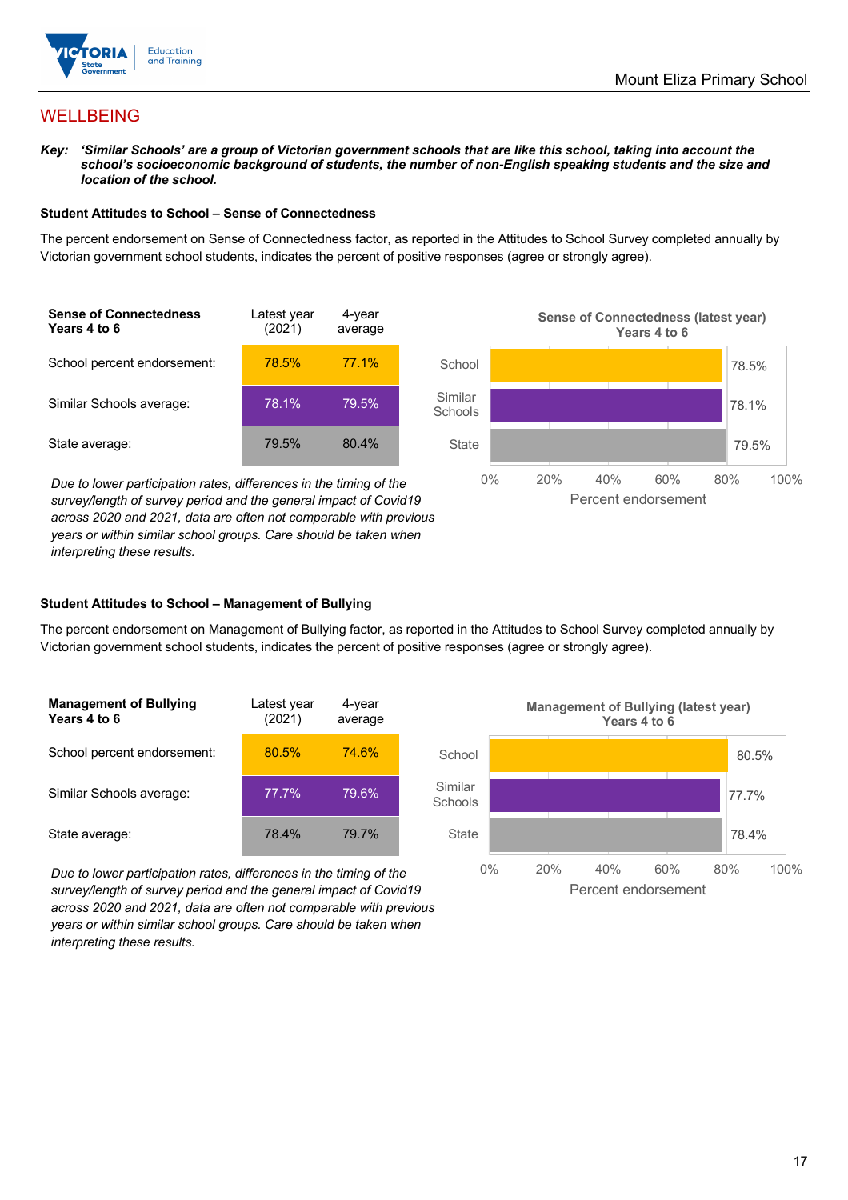## WELLBEING

***Key:*** ***'Similar Schools' are a group of Victorian government schools that are like this school, taking into account the school's socioeconomic background of students, the number of non-English speaking students and the size and location of the school.***

### Student Attitudes to School – Sense of Connectedness

The percent endorsement on Sense of Connectedness factor, as reported in the Attitudes to School Survey completed annually by Victorian government school students, indicates the percent of positive responses (agree or strongly agree).

| Sense of Connectedness Years 4 to 6 | Latest year (2021) | 4-year average |
|---|---|---|
| School percent endorsement: | 78.5% | 77.1% |
| Similar Schools average: | 78.1% | 79.5% |
| State average: | 79.5% | 80.4% |

*Due to lower participation rates, differences in the timing of the survey/length of survey period and the general impact of Covid19 across 2020 and 2021, data are often not comparable with previous years or within similar school groups. Care should be taken when interpreting these results.*

**Sense of Connectedness (latest year) Years 4 to 6**

| | Percent endorsement |
|---|---|
| School | 78.5% |
| Similar Schools | 78.1% |
| State | 79.5% |

### Student Attitudes to School – Management of Bullying

The percent endorsement on Management of Bullying factor, as reported in the Attitudes to School Survey completed annually by Victorian government school students, indicates the percent of positive responses (agree or strongly agree).

| Management of Bullying Years 4 to 6 | Latest year (2021) | 4-year average |
|---|---|---|
| School percent endorsement: | 80.5% | 74.6% |
| Similar Schools average: | 77.7% | 79.6% |
| State average: | 78.4% | 79.7% |

*Due to lower participation rates, differences in the timing of the survey/length of survey period and the general impact of Covid19 across 2020 and 2021, data are often not comparable with previous years or within similar school groups. Care should be taken when interpreting these results.*

**Management of Bullying (latest year) Years 4 to 6**

| | Percent endorsement |
|---|---|
| School | 80.5% |
| Similar Schools | 77.7% |
| State | 78.4% |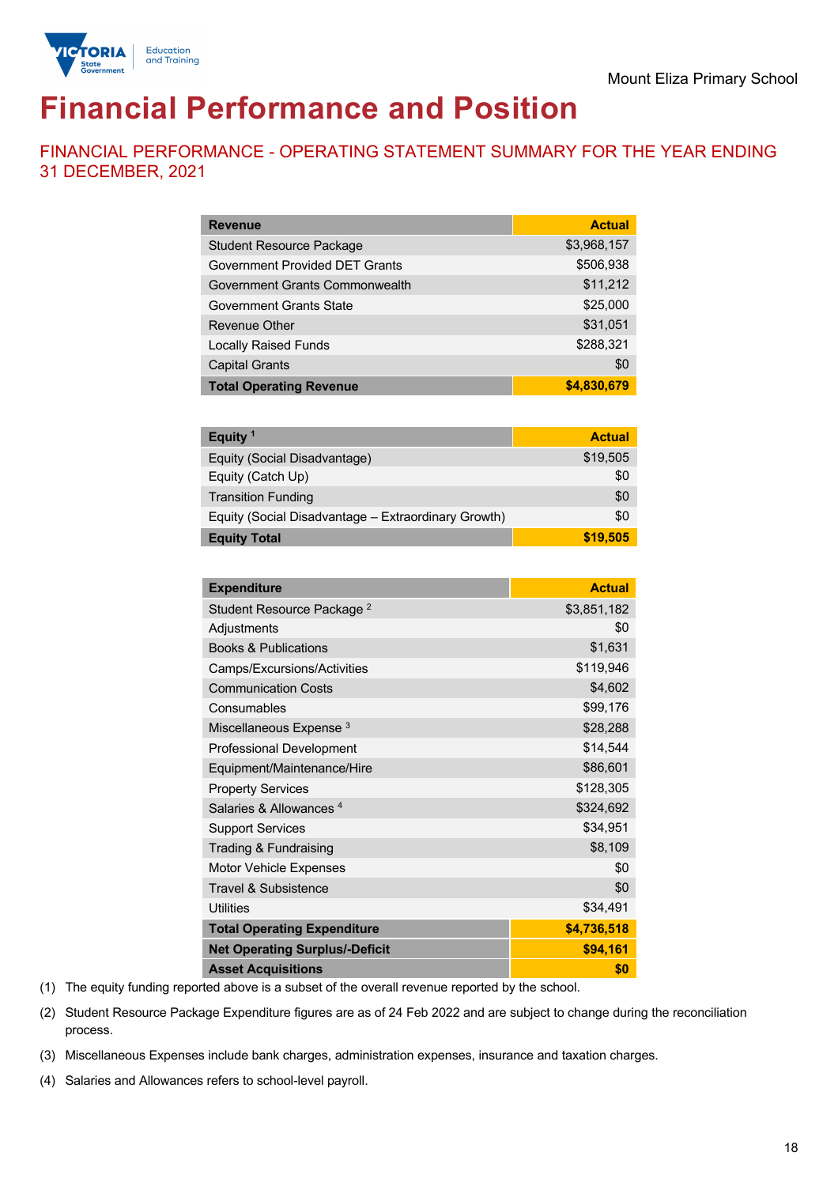Mount Eliza Primary School

# Financial Performance and Position

## FINANCIAL PERFORMANCE - OPERATING STATEMENT SUMMARY FOR THE YEAR ENDING 31 DECEMBER, 2021

| Revenue | Actual |
|---|---|
| Student Resource Package | $3,968,157 |
| Government Provided DET Grants | $506,938 |
| Government Grants Commonwealth | $11,212 |
| Government Grants State | $25,000 |
| Revenue Other | $31,051 |
| Locally Raised Funds | $288,321 |
| Capital Grants | $0 |
| **Total Operating Revenue** | **$4,830,679** |

| Equity [1] | Actual |
|---|---|
| Equity (Social Disadvantage) | $19,505 |
| Equity (Catch Up) | $0 |
| Transition Funding | $0 |
| Equity (Social Disadvantage – Extraordinary Growth) | $0 |
| **Equity Total** | **$19,505** |

| Expenditure | Actual |
|---|---|
| Student Resource Package [2] | $3,851,182 |
| Adjustments | $0 |
| Books & Publications | $1,631 |
| Camps/Excursions/Activities | $119,946 |
| Communication Costs | $4,602 |
| Consumables | $99,176 |
| Miscellaneous Expense [3] | $28,288 |
| Professional Development | $14,544 |
| Equipment/Maintenance/Hire | $86,601 |
| Property Services | $128,305 |
| Salaries & Allowances [4] | $324,692 |
| Support Services | $34,951 |
| Trading & Fundraising | $8,109 |
| Motor Vehicle Expenses | $0 |
| Travel & Subsistence | $0 |
| Utilities | $34,491 |
| **Total Operating Expenditure** | **$4,736,518** |
| **Net Operating Surplus/-Deficit** | **$94,161** |
| **Asset Acquisitions** | **$0** |

(1) The equity funding reported above is a subset of the overall revenue reported by the school.

(2) Student Resource Package Expenditure figures are as of 24 Feb 2022 and are subject to change during the reconciliation process.

(3) Miscellaneous Expenses include bank charges, administration expenses, insurance and taxation charges.

(4) Salaries and Allowances refers to school-level payroll.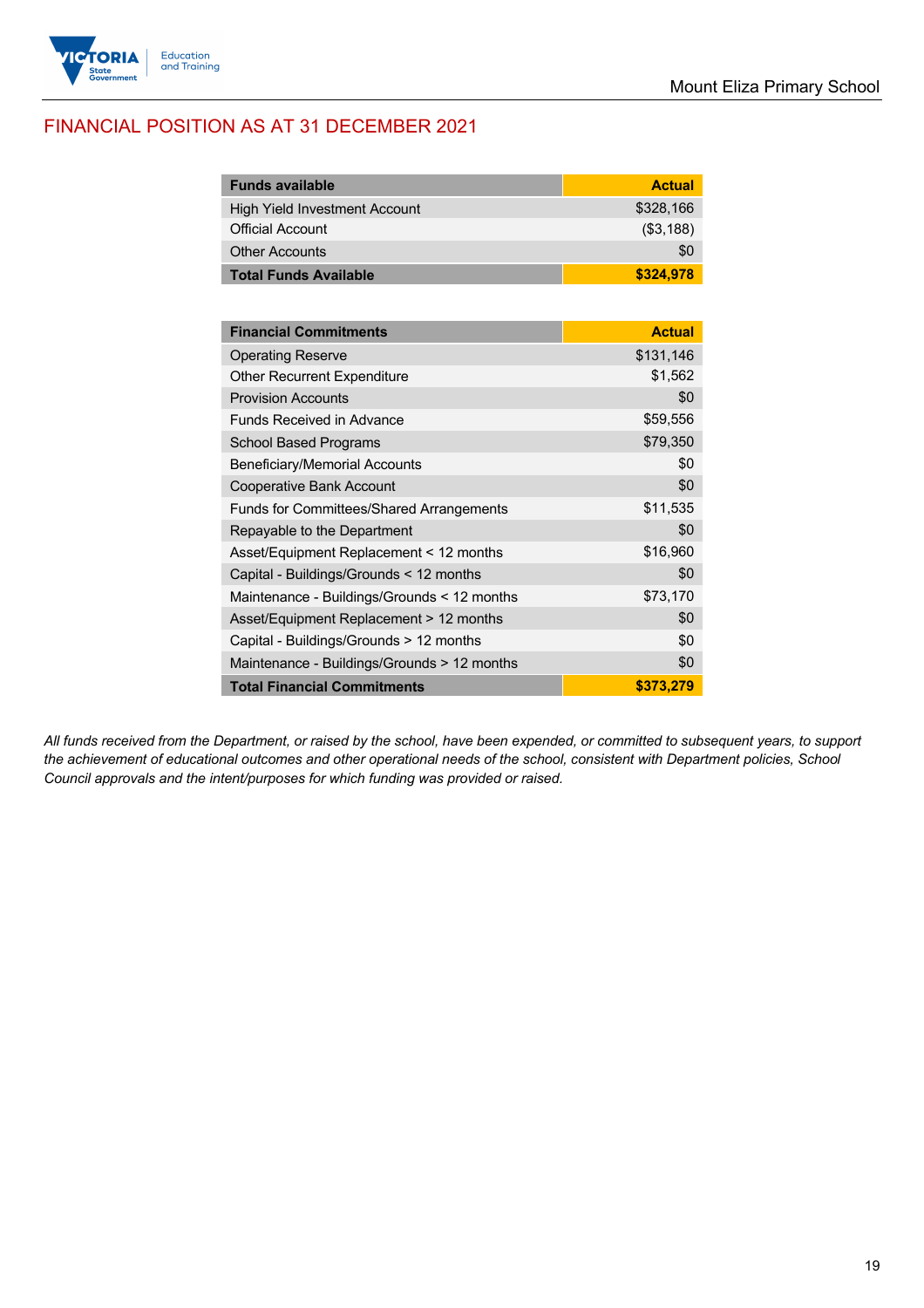# FINANCIAL POSITION AS AT 31 DECEMBER 2021

| Funds available | Actual |
|---|---|
| High Yield Investment Account | $328,166 |
| Official Account | ($3,188) |
| Other Accounts | $0 |
| **Total Funds Available** | **$324,978** |

| Financial Commitments | Actual |
|---|---|
| Operating Reserve | $131,146 |
| Other Recurrent Expenditure | $1,562 |
| Provision Accounts | $0 |
| Funds Received in Advance | $59,556 |
| School Based Programs | $79,350 |
| Beneficiary/Memorial Accounts | $0 |
| Cooperative Bank Account | $0 |
| Funds for Committees/Shared Arrangements | $11,535 |
| Repayable to the Department | $0 |
| Asset/Equipment Replacement < 12 months | $16,960 |
| Capital - Buildings/Grounds < 12 months | $0 |
| Maintenance - Buildings/Grounds < 12 months | $73,170 |
| Asset/Equipment Replacement > 12 months | $0 |
| Capital - Buildings/Grounds > 12 months | $0 |
| Maintenance - Buildings/Grounds > 12 months | $0 |
| **Total Financial Commitments** | **$373,279** |

*All funds received from the Department, or raised by the school, have been expended, or committed to subsequent years, to support the achievement of educational outcomes and other operational needs of the school, consistent with Department policies, School Council approvals and the intent/purposes for which funding was provided or raised.*